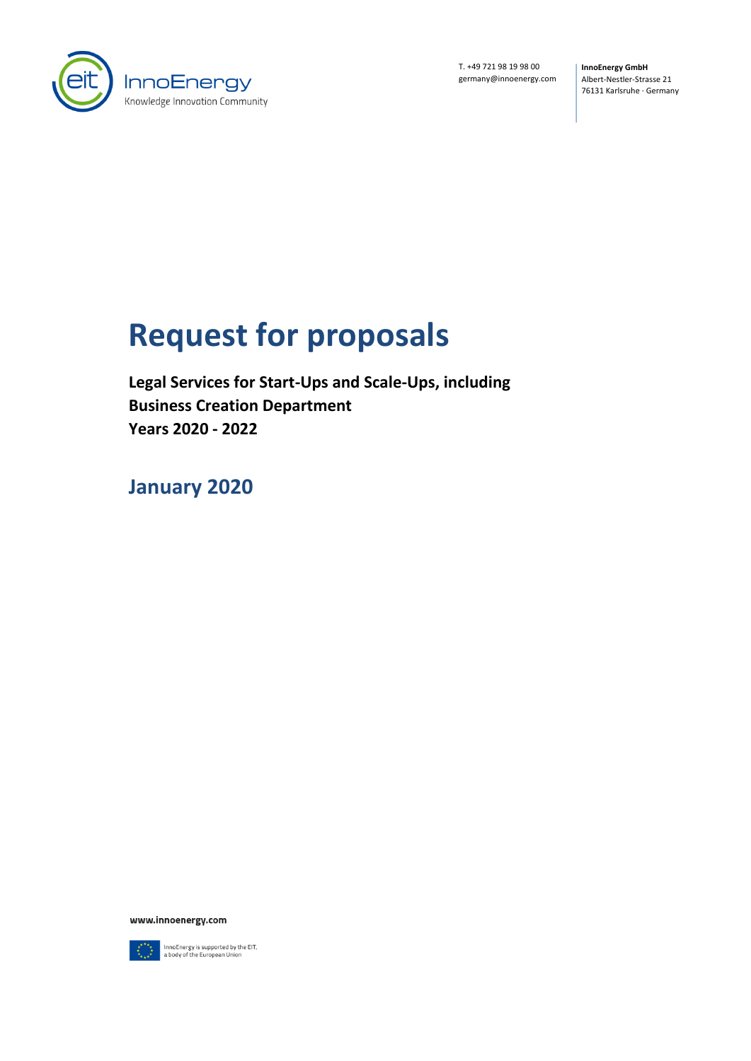T. +49 721 98 19 98 00
germany@innoenergy.com

**InnoEnergy GmbH**
Albert-Nestler-Strasse 21
76131 Karlsruhe · Germany

# Request for proposals

**Legal Services for Start-Ups and Scale-Ups, including**
**Business Creation Department**
**Years 2020 - 2022**

## January 2020

**www.innoenergy.com**

InnoEnergy is supported by the EIT,
a body of the European Union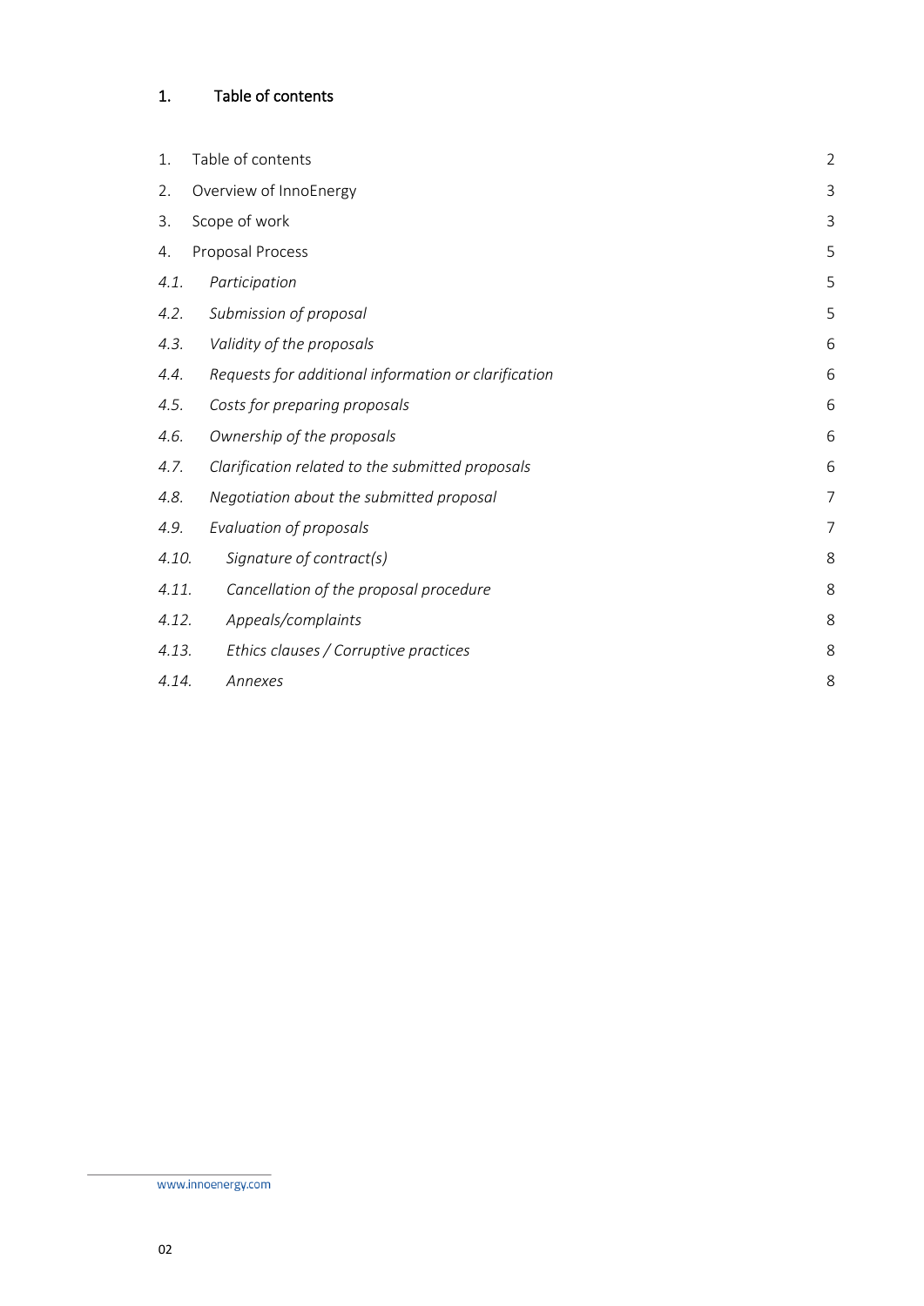# 1. Table of contents

| | | |
|---|---|---|
| 1. | Table of contents | 2 |
| 2. | Overview of InnoEnergy | 3 |
| 3. | Scope of work | 3 |
| 4. | Proposal Process | 5 |
| *4.1.* | *Participation* | 5 |
| *4.2.* | *Submission of proposal* | 5 |
| *4.3.* | *Validity of the proposals* | 6 |
| *4.4.* | *Requests for additional information or clarification* | 6 |
| *4.5.* | *Costs for preparing proposals* | 6 |
| *4.6.* | *Ownership of the proposals* | 6 |
| *4.7.* | *Clarification related to the submitted proposals* | 6 |
| *4.8.* | *Negotiation about the submitted proposal* | 7 |
| *4.9.* | *Evaluation of proposals* | 7 |
| *4.10.* | *Signature of contract(s)* | 8 |
| *4.11.* | *Cancellation of the proposal procedure* | 8 |
| *4.12.* | *Appeals/complaints* | 8 |
| *4.13.* | *Ethics clauses / Corruptive practices* | 8 |
| *4.14.* | *Annexes* | 8 |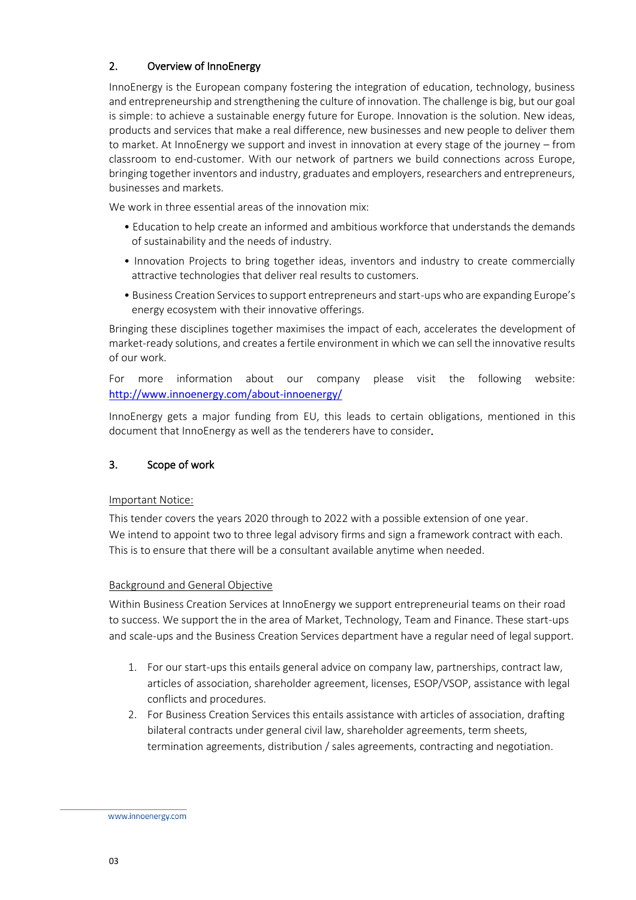## 2. Overview of InnoEnergy

InnoEnergy is the European company fostering the integration of education, technology, business and entrepreneurship and strengthening the culture of innovation. The challenge is big, but our goal is simple: to achieve a sustainable energy future for Europe. Innovation is the solution. New ideas, products and services that make a real difference, new businesses and new people to deliver them to market. At InnoEnergy we support and invest in innovation at every stage of the journey – from classroom to end-customer. With our network of partners we build connections across Europe, bringing together inventors and industry, graduates and employers, researchers and entrepreneurs, businesses and markets.

We work in three essential areas of the innovation mix:

- Education to help create an informed and ambitious workforce that understands the demands of sustainability and the needs of industry.
- Innovation Projects to bring together ideas, inventors and industry to create commercially attractive technologies that deliver real results to customers.
- Business Creation Services to support entrepreneurs and start-ups who are expanding Europe's energy ecosystem with their innovative offerings.

Bringing these disciplines together maximises the impact of each, accelerates the development of market-ready solutions, and creates a fertile environment in which we can sell the innovative results of our work.

For more information about our company please visit the following website: http://www.innoenergy.com/about-innoenergy/

InnoEnergy gets a major funding from EU, this leads to certain obligations, mentioned in this document that InnoEnergy as well as the tenderers have to consider.

## 3. Scope of work

Important Notice:

This tender covers the years 2020 through to 2022 with a possible extension of one year.
We intend to appoint two to three legal advisory firms and sign a framework contract with each. This is to ensure that there will be a consultant available anytime when needed.

Background and General Objective

Within Business Creation Services at InnoEnergy we support entrepreneurial teams on their road to success. We support the in the area of Market, Technology, Team and Finance. These start-ups and scale-ups and the Business Creation Services department have a regular need of legal support.

1. For our start-ups this entails general advice on company law, partnerships, contract law, articles of association, shareholder agreement, licenses, ESOP/VSOP, assistance with legal conflicts and procedures.
2. For Business Creation Services this entails assistance with articles of association, drafting bilateral contracts under general civil law, shareholder agreements, term sheets, termination agreements, distribution / sales agreements, contracting and negotiation.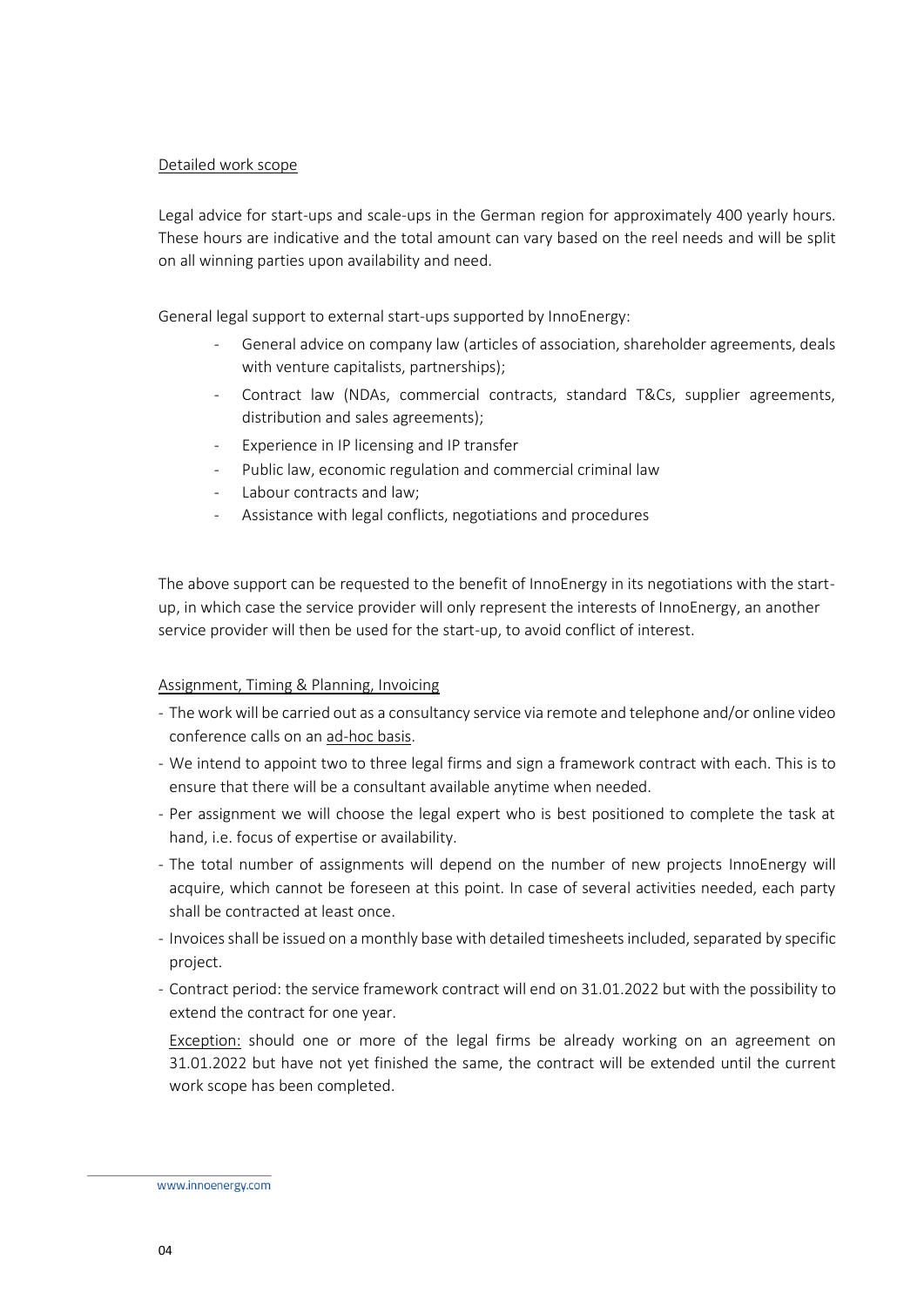Detailed work scope

Legal advice for start-ups and scale-ups in the German region for approximately 400 yearly hours. These hours are indicative and the total amount can vary based on the reel needs and will be split on all winning parties upon availability and need.

General legal support to external start-ups supported by InnoEnergy:

- General advice on company law (articles of association, shareholder agreements, deals with venture capitalists, partnerships);
- Contract law (NDAs, commercial contracts, standard T&Cs, supplier agreements, distribution and sales agreements);
- Experience in IP licensing and IP transfer
- Public law, economic regulation and commercial criminal law
- Labour contracts and law;
- Assistance with legal conflicts, negotiations and procedures

The above support can be requested to the benefit of InnoEnergy in its negotiations with the start-up, in which case the service provider will only represent the interests of InnoEnergy, an another service provider will then be used for the start-up, to avoid conflict of interest.

Assignment, Timing & Planning, Invoicing

- The work will be carried out as a consultancy service via remote and telephone and/or online video conference calls on an ad-hoc basis.
- We intend to appoint two to three legal firms and sign a framework contract with each. This is to ensure that there will be a consultant available anytime when needed.
- Per assignment we will choose the legal expert who is best positioned to complete the task at hand, i.e. focus of expertise or availability.
- The total number of assignments will depend on the number of new projects InnoEnergy will acquire, which cannot be foreseen at this point. In case of several activities needed, each party shall be contracted at least once.
- Invoices shall be issued on a monthly base with detailed timesheets included, separated by specific project.
- Contract period: the service framework contract will end on 31.01.2022 but with the possibility to extend the contract for one year.

  Exception: should one or more of the legal firms be already working on an agreement on 31.01.2022 but have not yet finished the same, the contract will be extended until the current work scope has been completed.

www.innoenergy.com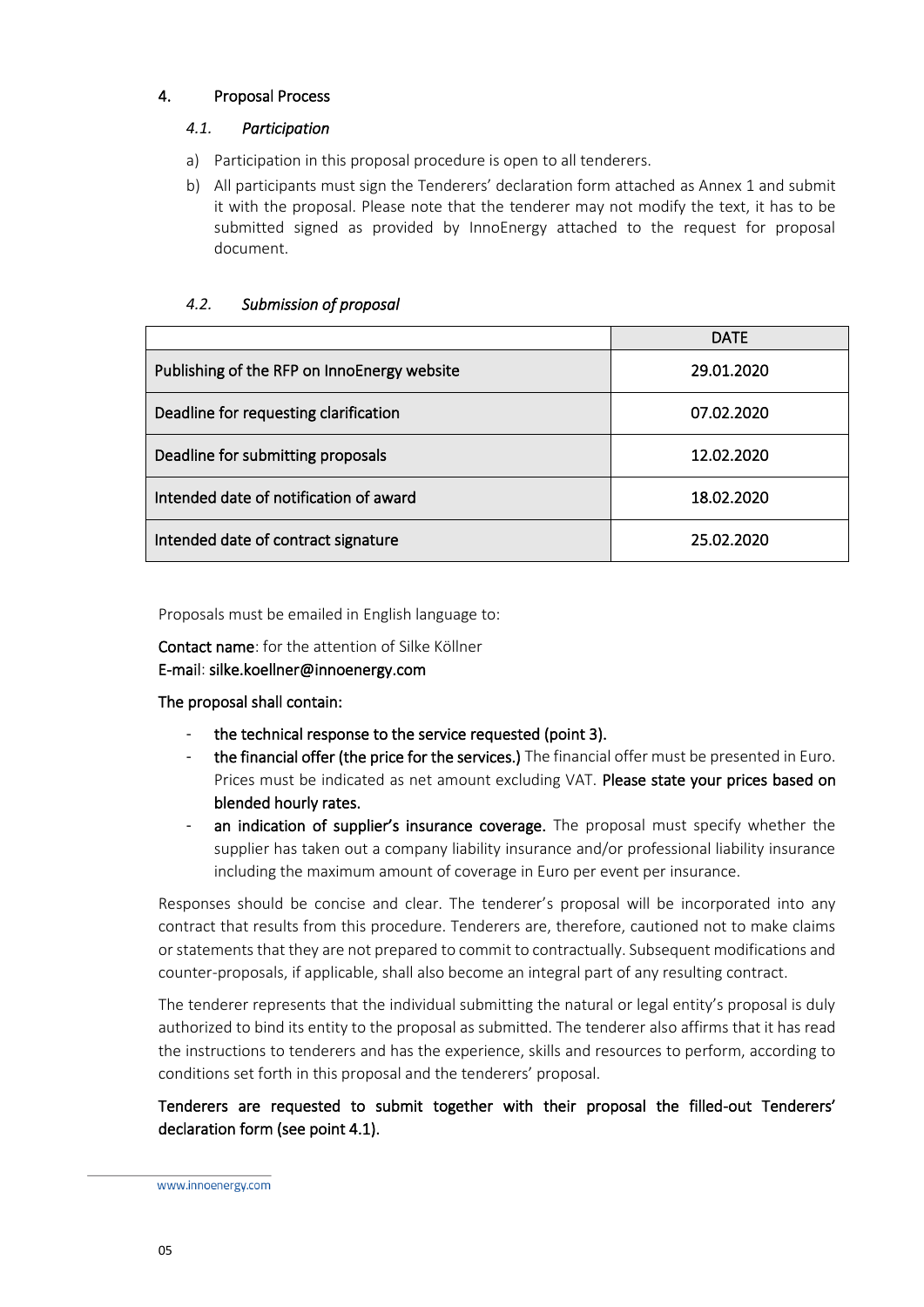## 4. Proposal Process

### *4.1. Participation*

a) Participation in this proposal procedure is open to all tenderers.
b) All participants must sign the Tenderers' declaration form attached as Annex 1 and submit it with the proposal. Please note that the tenderer may not modify the text, it has to be submitted signed as provided by InnoEnergy attached to the request for proposal document.

### *4.2. Submission of proposal*

| | DATE |
|---|---|
| Publishing of the RFP on InnoEnergy website | 29.01.2020 |
| Deadline for requesting clarification | 07.02.2020 |
| Deadline for submitting proposals | 12.02.2020 |
| Intended date of notification of award | 18.02.2020 |
| Intended date of contract signature | 25.02.2020 |

Proposals must be emailed in English language to:

**Contact name**: for the attention of Silke Köllner
**E-mail**: **silke.koellner@innoenergy.com**

**The proposal shall contain:**

- **the technical response to the service requested (point 3).**
- **the financial offer (the price for the services.)** The financial offer must be presented in Euro. Prices must be indicated as net amount excluding VAT. **Please state your prices based on blended hourly rates.**
- **an indication of supplier's insurance coverage.** The proposal must specify whether the supplier has taken out a company liability insurance and/or professional liability insurance including the maximum amount of coverage in Euro per event per insurance.

Responses should be concise and clear. The tenderer's proposal will be incorporated into any contract that results from this procedure. Tenderers are, therefore, cautioned not to make claims or statements that they are not prepared to commit to contractually. Subsequent modifications and counter-proposals, if applicable, shall also become an integral part of any resulting contract.

The tenderer represents that the individual submitting the natural or legal entity's proposal is duly authorized to bind its entity to the proposal as submitted. The tenderer also affirms that it has read the instructions to tenderers and has the experience, skills and resources to perform, according to conditions set forth in this proposal and the tenderers' proposal.

**Tenderers are requested to submit together with their proposal the filled-out Tenderers' declaration form (see point 4.1).**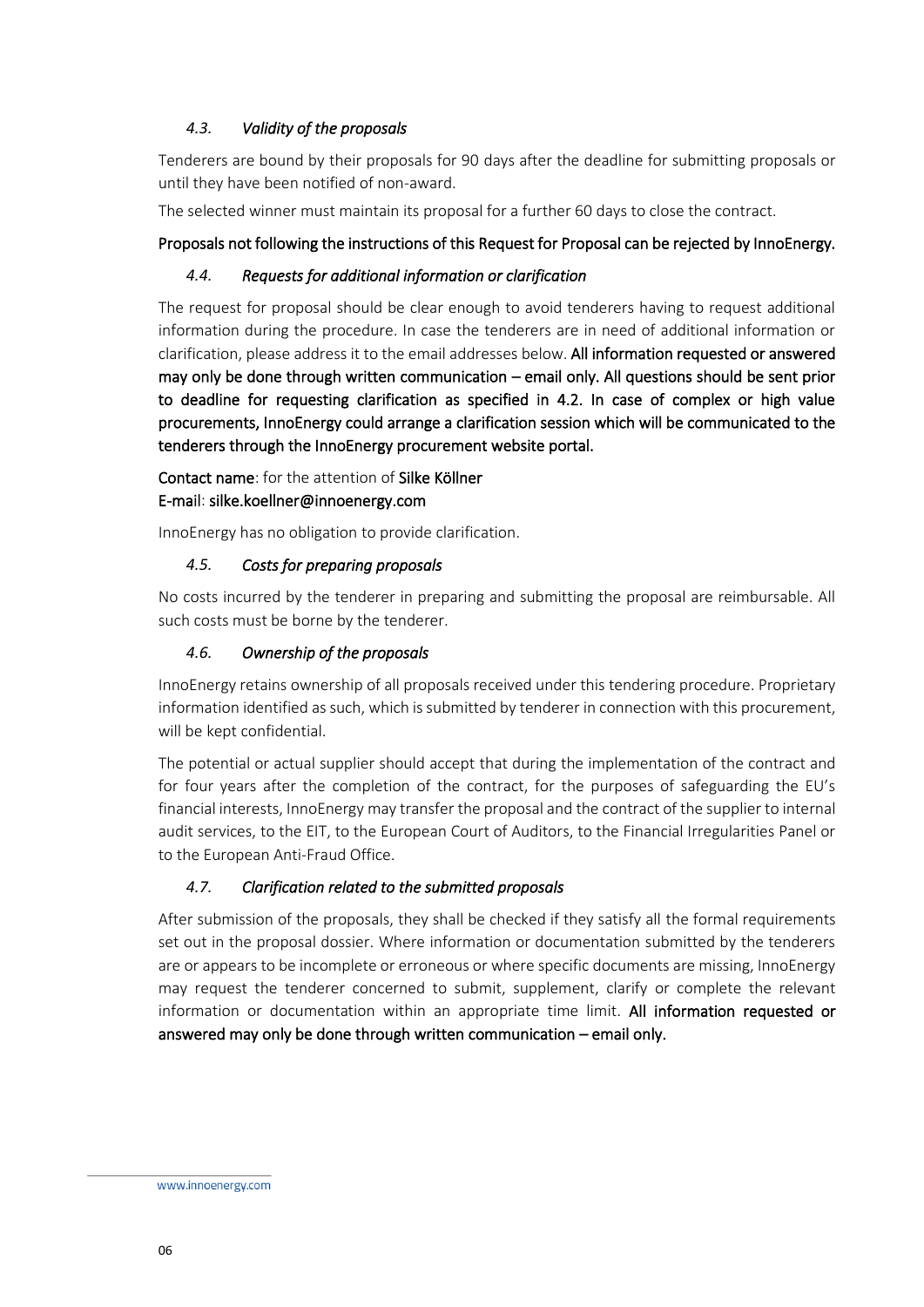### *4.3. Validity of the proposals*

Tenderers are bound by their proposals for 90 days after the deadline for submitting proposals or until they have been notified of non-award.

The selected winner must maintain its proposal for a further 60 days to close the contract.

**Proposals not following the instructions of this Request for Proposal can be rejected by InnoEnergy.**

### *4.4. Requests for additional information or clarification*

The request for proposal should be clear enough to avoid tenderers having to request additional information during the procedure. In case the tenderers are in need of additional information or clarification, please address it to the email addresses below. **All information requested or answered may only be done through written communication – email only. All questions should be sent prior to deadline for requesting clarification as specified in 4.2. In case of complex or high value procurements, InnoEnergy could arrange a clarification session which will be communicated to the tenderers through the InnoEnergy procurement website portal.**

**Contact name**: for the attention of **Silke Köllner**
**E-mail**: **silke.koellner@innoenergy.com**

InnoEnergy has no obligation to provide clarification.

### *4.5. Costs for preparing proposals*

No costs incurred by the tenderer in preparing and submitting the proposal are reimbursable. All such costs must be borne by the tenderer.

### *4.6. Ownership of the proposals*

InnoEnergy retains ownership of all proposals received under this tendering procedure. Proprietary information identified as such, which is submitted by tenderer in connection with this procurement, will be kept confidential.

The potential or actual supplier should accept that during the implementation of the contract and for four years after the completion of the contract, for the purposes of safeguarding the EU's financial interests, InnoEnergy may transfer the proposal and the contract of the supplier to internal audit services, to the EIT, to the European Court of Auditors, to the Financial Irregularities Panel or to the European Anti-Fraud Office.

### *4.7. Clarification related to the submitted proposals*

After submission of the proposals, they shall be checked if they satisfy all the formal requirements set out in the proposal dossier. Where information or documentation submitted by the tenderers are or appears to be incomplete or erroneous or where specific documents are missing, InnoEnergy may request the tenderer concerned to submit, supplement, clarify or complete the relevant information or documentation within an appropriate time limit. **All information requested or answered may only be done through written communication – email only.**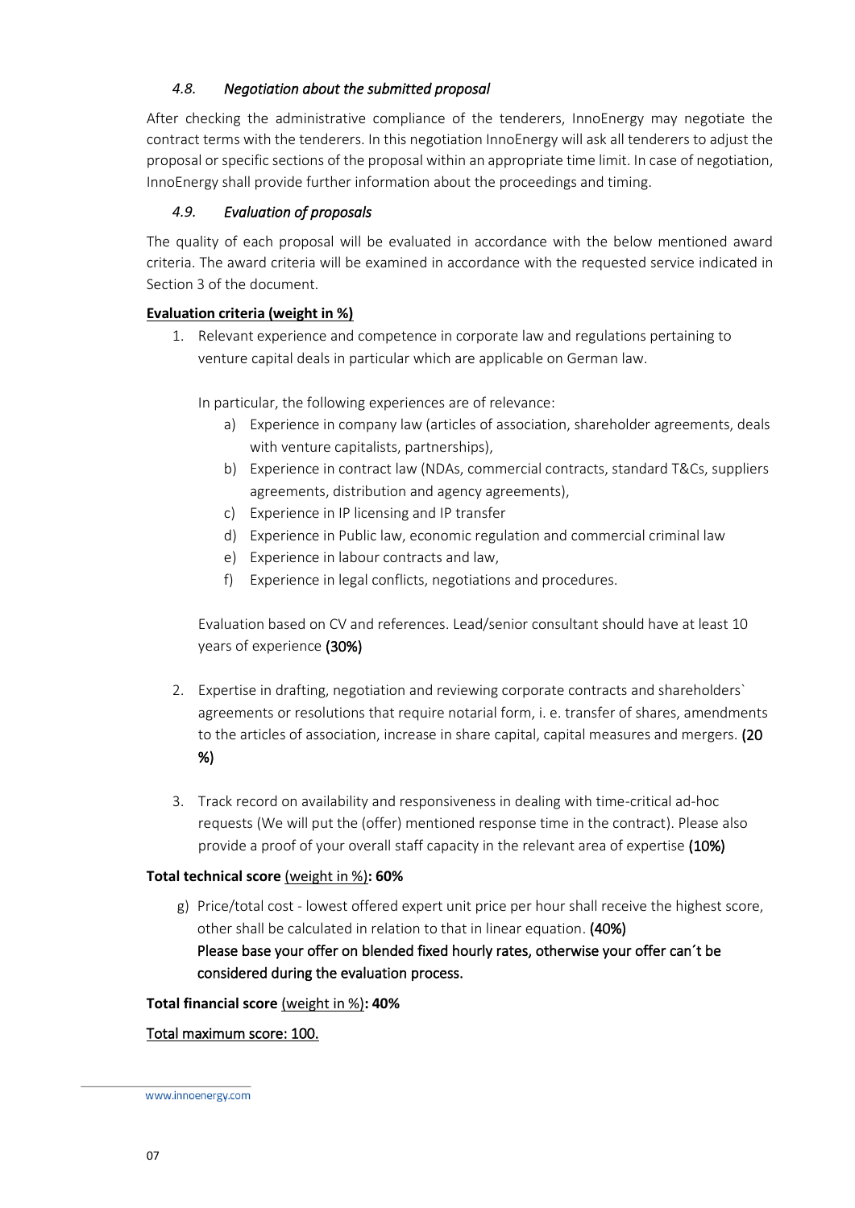### *4.8. Negotiation about the submitted proposal*

After checking the administrative compliance of the tenderers, InnoEnergy may negotiate the contract terms with the tenderers. In this negotiation InnoEnergy will ask all tenderers to adjust the proposal or specific sections of the proposal within an appropriate time limit. In case of negotiation, InnoEnergy shall provide further information about the proceedings and timing.

### *4.9. Evaluation of proposals*

The quality of each proposal will be evaluated in accordance with the below mentioned award criteria. The award criteria will be examined in accordance with the requested service indicated in Section 3 of the document.

**Evaluation criteria (weight in %)**

1. Relevant experience and competence in corporate law and regulations pertaining to venture capital deals in particular which are applicable on German law.

   In particular, the following experiences are of relevance:

   a) Experience in company law (articles of association, shareholder agreements, deals with venture capitalists, partnerships),
   b) Experience in contract law (NDAs, commercial contracts, standard T&Cs, suppliers agreements, distribution and agency agreements),
   c) Experience in IP licensing and IP transfer
   d) Experience in Public law, economic regulation and commercial criminal law
   e) Experience in labour contracts and law,
   f) Experience in legal conflicts, negotiations and procedures.

   Evaluation based on CV and references. Lead/senior consultant should have at least 10 years of experience **(30%)**

2. Expertise in drafting, negotiation and reviewing corporate contracts and shareholders` agreements or resolutions that require notarial form, i. e. transfer of shares, amendments to the articles of association, increase in share capital, capital measures and mergers. **(20 %)**

3. Track record on availability and responsiveness in dealing with time-critical ad-hoc requests (We will put the (offer) mentioned response time in the contract). Please also provide a proof of your overall staff capacity in the relevant area of expertise **(10%)**

**Total technical score** (weight in %)**: 60%**

g) Price/total cost - lowest offered expert unit price per hour shall receive the highest score, other shall be calculated in relation to that in linear equation. **(40%)**
   **Please base your offer on blended fixed hourly rates, otherwise your offer can´t be considered during the evaluation process.**

**Total financial score** (weight in %)**: 40%**

Total maximum score: 100.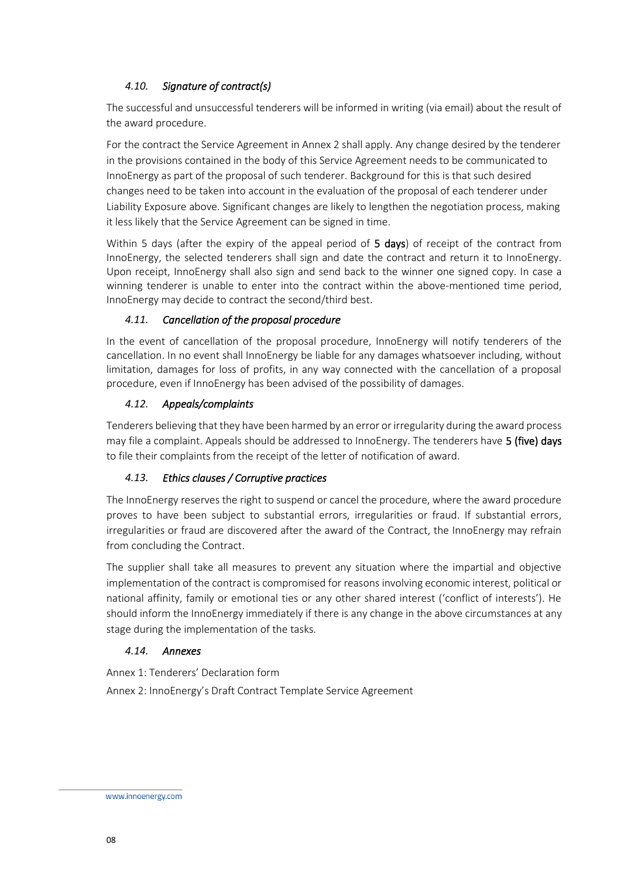### *4.10. Signature of contract(s)*

The successful and unsuccessful tenderers will be informed in writing (via email) about the result of the award procedure.

For the contract the Service Agreement in Annex 2 shall apply. Any change desired by the tenderer in the provisions contained in the body of this Service Agreement needs to be communicated to InnoEnergy as part of the proposal of such tenderer. Background for this is that such desired changes need to be taken into account in the evaluation of the proposal of each tenderer under Liability Exposure above. Significant changes are likely to lengthen the negotiation process, making it less likely that the Service Agreement can be signed in time.

Within 5 days (after the expiry of the appeal period of **5 days**) of receipt of the contract from InnoEnergy, the selected tenderers shall sign and date the contract and return it to InnoEnergy. Upon receipt, InnoEnergy shall also sign and send back to the winner one signed copy. In case a winning tenderer is unable to enter into the contract within the above-mentioned time period, InnoEnergy may decide to contract the second/third best.

### *4.11. Cancellation of the proposal procedure*

In the event of cancellation of the proposal procedure, InnoEnergy will notify tenderers of the cancellation. In no event shall InnoEnergy be liable for any damages whatsoever including, without limitation, damages for loss of profits, in any way connected with the cancellation of a proposal procedure, even if InnoEnergy has been advised of the possibility of damages.

### *4.12. Appeals/complaints*

Tenderers believing that they have been harmed by an error or irregularity during the award process may file a complaint. Appeals should be addressed to InnoEnergy. The tenderers have **5 (five) days** to file their complaints from the receipt of the letter of notification of award.

### *4.13. Ethics clauses / Corruptive practices*

The InnoEnergy reserves the right to suspend or cancel the procedure, where the award procedure proves to have been subject to substantial errors, irregularities or fraud. If substantial errors, irregularities or fraud are discovered after the award of the Contract, the InnoEnergy may refrain from concluding the Contract.

The supplier shall take all measures to prevent any situation where the impartial and objective implementation of the contract is compromised for reasons involving economic interest, political or national affinity, family or emotional ties or any other shared interest ('conflict of interests'). He should inform the InnoEnergy immediately if there is any change in the above circumstances at any stage during the implementation of the tasks.

### *4.14. Annexes*

Annex 1: Tenderers' Declaration form

Annex 2: InnoEnergy's Draft Contract Template Service Agreement